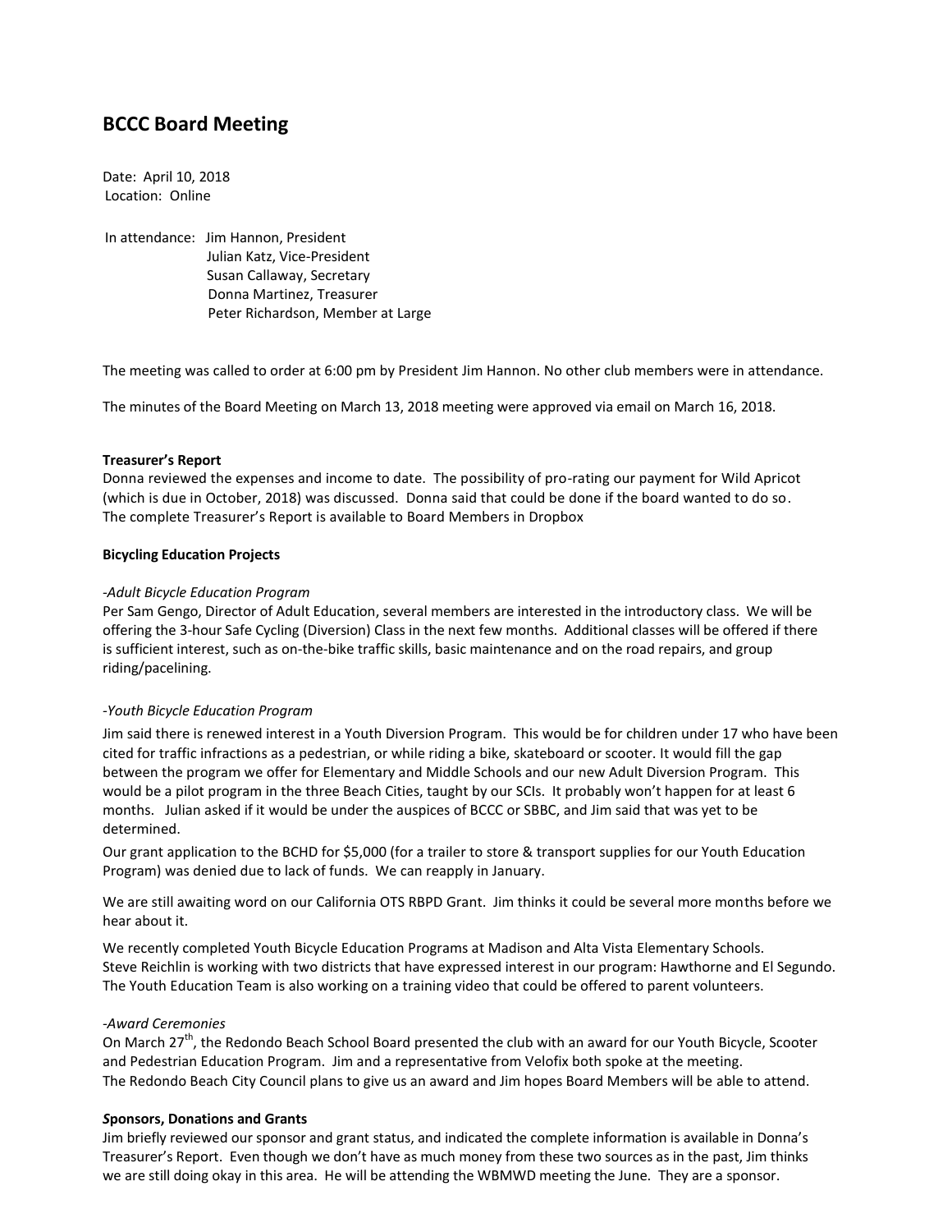# BCCC Board Meeting

Date: April 10, 2018
Location: Online

In attendance: Jim Hannon, President
Julian Katz, Vice-President
Susan Callaway, Secretary
Donna Martinez, Treasurer
Peter Richardson, Member at Large

The meeting was called to order at 6:00 pm by President Jim Hannon. No other club members were in attendance.

The minutes of the Board Meeting on March 13, 2018 meeting were approved via email on March 16, 2018.

**Treasurer's Report**
Donna reviewed the expenses and income to date. The possibility of pro-rating our payment for Wild Apricot (which is due in October, 2018) was discussed. Donna said that could be done if the board wanted to do so. The complete Treasurer's Report is available to Board Members in Dropbox

**Bicycling Education Projects**

*-Adult Bicycle Education Program*
Per Sam Gengo, Director of Adult Education, several members are interested in the introductory class. We will be offering the 3-hour Safe Cycling (Diversion) Class in the next few months. Additional classes will be offered if there is sufficient interest, such as on-the-bike traffic skills, basic maintenance and on the road repairs, and group riding/pacelining.

*-Youth Bicycle Education Program*
Jim said there is renewed interest in a Youth Diversion Program. This would be for children under 17 who have been cited for traffic infractions as a pedestrian, or while riding a bike, skateboard or scooter. It would fill the gap between the program we offer for Elementary and Middle Schools and our new Adult Diversion Program. This would be a pilot program in the three Beach Cities, taught by our SCIs. It probably won't happen for at least 6 months. Julian asked if it would be under the auspices of BCCC or SBBC, and Jim said that was yet to be determined.

Our grant application to the BCHD for $5,000 (for a trailer to store & transport supplies for our Youth Education Program) was denied due to lack of funds. We can reapply in January.

We are still awaiting word on our California OTS RBPD Grant. Jim thinks it could be several more months before we hear about it.

We recently completed Youth Bicycle Education Programs at Madison and Alta Vista Elementary Schools. Steve Reichlin is working with two districts that have expressed interest in our program: Hawthorne and El Segundo. The Youth Education Team is also working on a training video that could be offered to parent volunteers.

*-Award Ceremonies*
On March 27th, the Redondo Beach School Board presented the club with an award for our Youth Bicycle, Scooter and Pedestrian Education Program. Jim and a representative from Velofix both spoke at the meeting. The Redondo Beach City Council plans to give us an award and Jim hopes Board Members will be able to attend.

**Sponsors, Donations and Grants**
Jim briefly reviewed our sponsor and grant status, and indicated the complete information is available in Donna's Treasurer's Report. Even though we don't have as much money from these two sources as in the past, Jim thinks we are still doing okay in this area. He will be attending the WBMWD meeting the June. They are a sponsor.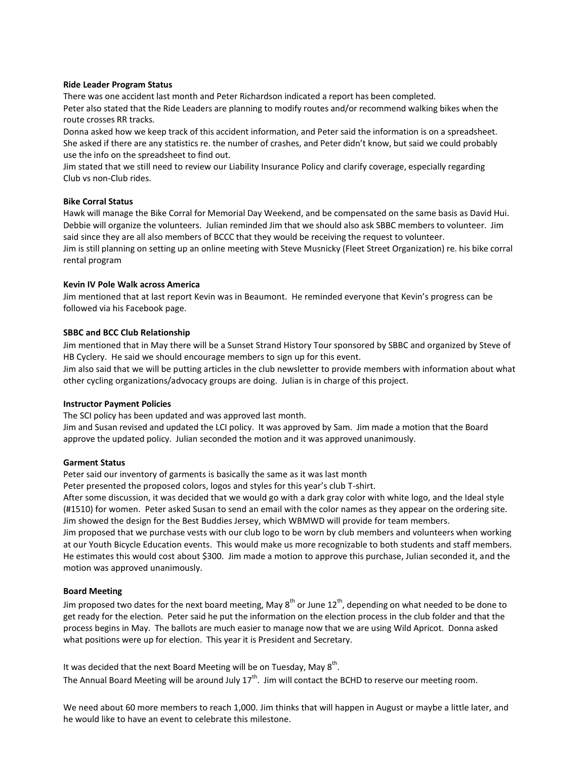**Ride Leader Program Status**

There was one accident last month and Peter Richardson indicated a report has been completed.
Peter also stated that the Ride Leaders are planning to modify routes and/or recommend walking bikes when the route crosses RR tracks.
Donna asked how we keep track of this accident information, and Peter said the information is on a spreadsheet. She asked if there are any statistics re. the number of crashes, and Peter didn't know, but said we could probably use the info on the spreadsheet to find out.
Jim stated that we still need to review our Liability Insurance Policy and clarify coverage, especially regarding Club vs non-Club rides.

**Bike Corral Status**

Hawk will manage the Bike Corral for Memorial Day Weekend, and be compensated on the same basis as David Hui. Debbie will organize the volunteers. Julian reminded Jim that we should also ask SBBC members to volunteer. Jim said since they are all also members of BCCC that they would be receiving the request to volunteer.
Jim is still planning on setting up an online meeting with Steve Musnicky (Fleet Street Organization) re. his bike corral rental program

**Kevin IV Pole Walk across America**

Jim mentioned that at last report Kevin was in Beaumont. He reminded everyone that Kevin's progress can be followed via his Facebook page.

**SBBC and BCC Club Relationship**

Jim mentioned that in May there will be a Sunset Strand History Tour sponsored by SBBC and organized by Steve of HB Cyclery. He said we should encourage members to sign up for this event.
Jim also said that we will be putting articles in the club newsletter to provide members with information about what other cycling organizations/advocacy groups are doing. Julian is in charge of this project.

**Instructor Payment Policies**

The SCI policy has been updated and was approved last month.
Jim and Susan revised and updated the LCI policy. It was approved by Sam. Jim made a motion that the Board approve the updated policy. Julian seconded the motion and it was approved unanimously.

**Garment Status**

Peter said our inventory of garments is basically the same as it was last month
Peter presented the proposed colors, logos and styles for this year's club T-shirt.
After some discussion, it was decided that we would go with a dark gray color with white logo, and the Ideal style (#1510) for women. Peter asked Susan to send an email with the color names as they appear on the ordering site.
Jim showed the design for the Best Buddies Jersey, which WBMWD will provide for team members.
Jim proposed that we purchase vests with our club logo to be worn by club members and volunteers when working at our Youth Bicycle Education events. This would make us more recognizable to both students and staff members. He estimates this would cost about $300. Jim made a motion to approve this purchase, Julian seconded it, and the motion was approved unanimously.

**Board Meeting**

Jim proposed two dates for the next board meeting, May 8th or June 12th, depending on what needed to be done to get ready for the election. Peter said he put the information on the election process in the club folder and that the process begins in May. The ballots are much easier to manage now that we are using Wild Apricot. Donna asked what positions were up for election. This year it is President and Secretary.

It was decided that the next Board Meeting will be on Tuesday, May 8th.
The Annual Board Meeting will be around July 17th. Jim will contact the BCHD to reserve our meeting room.

We need about 60 more members to reach 1,000. Jim thinks that will happen in August or maybe a little later, and he would like to have an event to celebrate this milestone.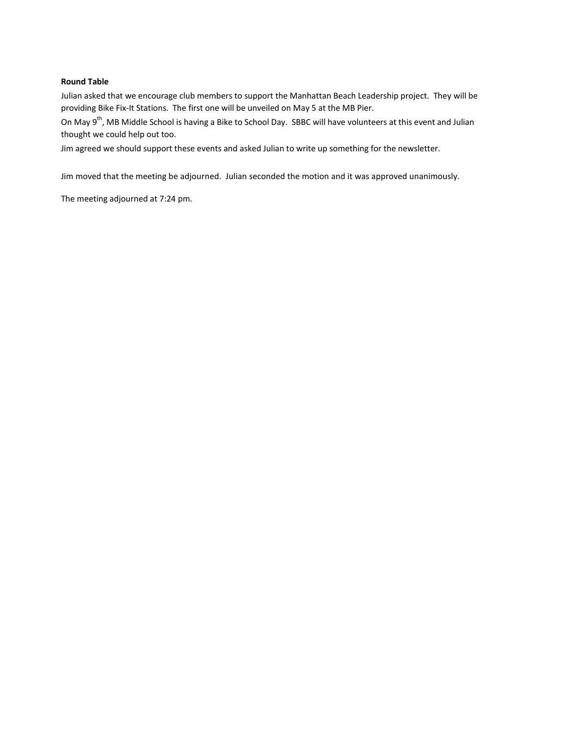**Round Table**

Julian asked that we encourage club members to support the Manhattan Beach Leadership project. They will be providing Bike Fix-It Stations. The first one will be unveiled on May 5 at the MB Pier.

On May 9th, MB Middle School is having a Bike to School Day. SBBC will have volunteers at this event and Julian thought we could help out too.

Jim agreed we should support these events and asked Julian to write up something for the newsletter.

Jim moved that the meeting be adjourned. Julian seconded the motion and it was approved unanimously.

The meeting adjourned at 7:24 pm.